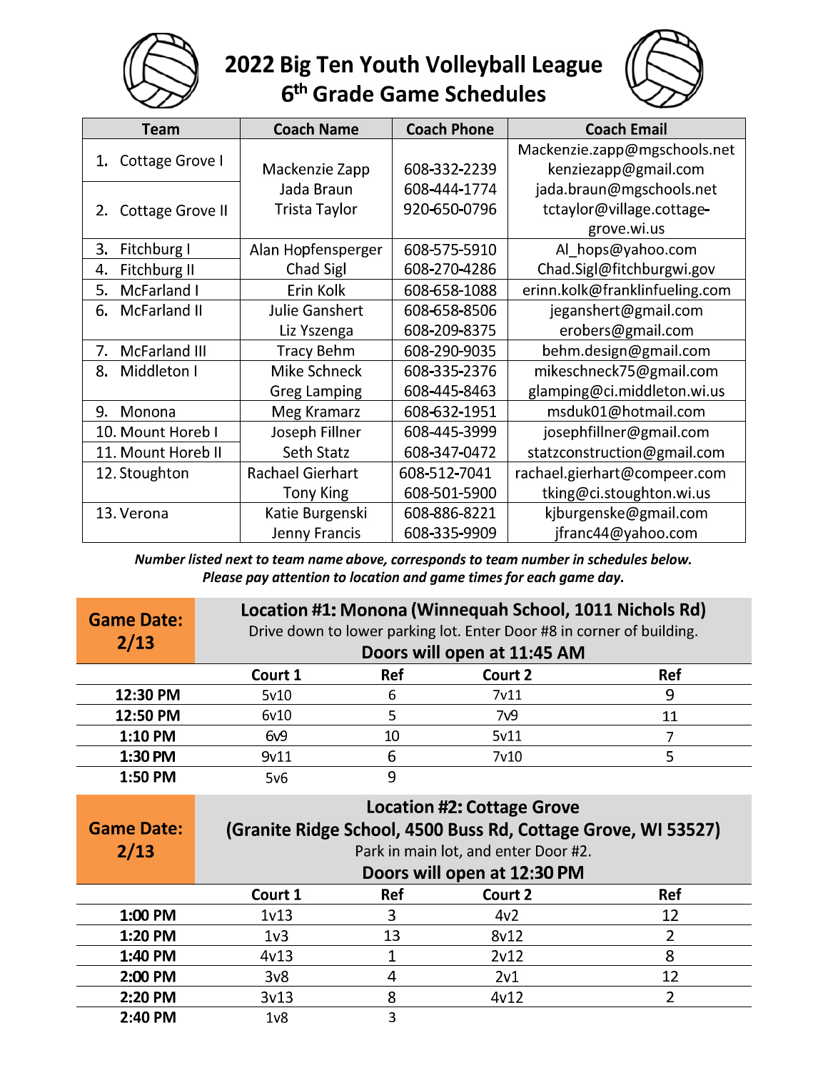# 2022 Big Ten Youth Volleyball League
## 6th Grade Game Schedules

| Team | Coach Name | Coach Phone | Coach Email |
|---|---|---|---|
| 1. Cottage Grove I<br>2. Cottage Grove II | Mackenzie Zapp<br>Jada Braun<br>Trista Taylor | 608-332-2239<br>608-444-1774<br>920-650-0796 | Mackenzie.zapp@mgschools.net<br>kenziezapp@gmail.com<br>jada.braun@mgschools.net<br>tctaylor@village.cottage-grove.wi.us |
| 3. Fitchburg I<br>4. Fitchburg II | Alan Hopfensperger<br>Chad Sigl | 608-575-5910<br>608-270-4286 | Al_hops@yahoo.com<br>Chad.Sigl@fitchburgwi.gov |
| 5. McFarland I | Erin Kolk | 608-658-1088 | erinn.kolk@franklinfueling.com |
| 6. McFarland II | Julie Ganshert<br>Liz Yszenga | 608-658-8506<br>608-209-8375 | jeganshert@gmail.com<br>erobers@gmail.com |
| 7. McFarland III | Tracy Behm | 608-290-9035 | behm.design@gmail.com |
| 8. Middleton I | Mike Schneck<br>Greg Lamping | 608-335-2376<br>608-445-8463 | mikeschneck75@gmail.com<br>glamping@ci.middleton.wi.us |
| 9. Monona | Meg Kramarz | 608-632-1951 | msduk01@hotmail.com |
| 10. Mount Horeb I<br>11. Mount Horeb II | Joseph Fillner<br>Seth Statz | 608-445-3999<br>608-347-0472 | josephfillner@gmail.com<br>statzconstruction@gmail.com |
| 12. Stoughton | Rachael Gierhart<br>Tony King | 608-512-7041<br>608-501-5900 | rachael.gierhart@compeer.com<br>tking@ci.stoughton.wi.us |
| 13. Verona | Katie Burgenski<br>Jenny Francis | 608-886-8221<br>608-335-9909 | kjburgenske@gmail.com<br>jfranc44@yahoo.com |

***Number listed next to team name above, corresponds to team number in schedules below.***
***Please pay attention to location and game times for each game day.***

**Game Date: 2/13**

**Location #1: Monona (Winnequah School, 1011 Nichols Rd)**
Drive down to lower parking lot. Enter Door #8 in corner of building.
**Doors will open at 11:45 AM**

| | Court 1 | Ref | Court 2 | Ref |
|---|---|---|---|---|
| **12:30 PM** | 5v10 | 6 | 7v11 | 9 |
| **12:50 PM** | 6v10 | 5 | 7v9 | 11 |
| **1:10 PM** | 6v9 | 10 | 5v11 | 7 |
| **1:30 PM** | 9v11 | 6 | 7v10 | 5 |
| **1:50 PM** | 5v6 | 9 | | |

**Game Date: 2/13**

**Location #2: Cottage Grove**
**(Granite Ridge School, 4500 Buss Rd, Cottage Grove, WI 53527)**
Park in main lot, and enter Door #2.
**Doors will open at 12:30 PM**

| | Court 1 | Ref | Court 2 | Ref |
|---|---|---|---|---|
| **1:00 PM** | 1v13 | 3 | 4v2 | 12 |
| **1:20 PM** | 1v3 | 13 | 8v12 | 2 |
| **1:40 PM** | 4v13 | 1 | 2v12 | 8 |
| **2:00 PM** | 3v8 | 4 | 2v1 | 12 |
| **2:20 PM** | 3v13 | 8 | 4v12 | 2 |
| **2:40 PM** | 1v8 | 3 | | |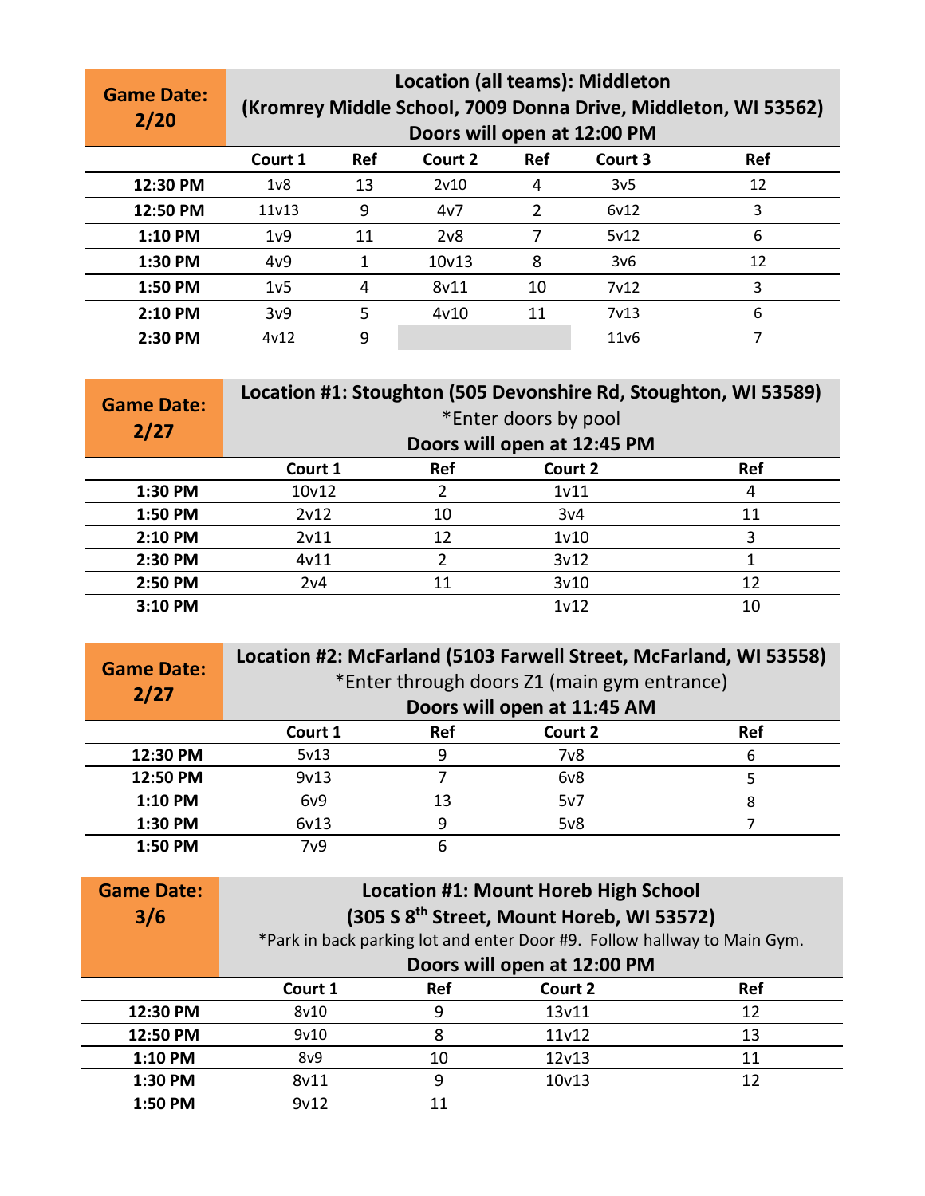| Game Date: 2/20 | Location (all teams): Middleton (Kromrey Middle School, 7009 Donna Drive, Middleton, WI 53562) Doors will open at 12:00 PM | | | | | |
|---|---|---|---|---|---|---|
| | **Court 1** | **Ref** | **Court 2** | **Ref** | **Court 3** | **Ref** |
| **12:30 PM** | 1v8 | 13 | 2v10 | 4 | 3v5 | 12 |
| **12:50 PM** | 11v13 | 9 | 4v7 | 2 | 6v12 | 3 |
| **1:10 PM** | 1v9 | 11 | 2v8 | 7 | 5v12 | 6 |
| **1:30 PM** | 4v9 | 1 | 10v13 | 8 | 3v6 | 12 |
| **1:50 PM** | 1v5 | 4 | 8v11 | 10 | 7v12 | 3 |
| **2:10 PM** | 3v9 | 5 | 4v10 | 11 | 7v13 | 6 |
| **2:30 PM** | 4v12 | 9 | | | 11v6 | 7 |

| Game Date: 2/27 | Location #1: Stoughton (505 Devonshire Rd, Stoughton, WI 53589) *Enter doors by pool Doors will open at 12:45 PM | | | |
|---|---|---|---|---|
| | **Court 1** | **Ref** | **Court 2** | **Ref** |
| **1:30 PM** | 10v12 | 2 | 1v11 | 4 |
| **1:50 PM** | 2v12 | 10 | 3v4 | 11 |
| **2:10 PM** | 2v11 | 12 | 1v10 | 3 |
| **2:30 PM** | 4v11 | 2 | 3v12 | 1 |
| **2:50 PM** | 2v4 | 11 | 3v10 | 12 |
| **3:10 PM** | | | 1v12 | 10 |

| Game Date: 2/27 | Location #2: McFarland (5103 Farwell Street, McFarland, WI 53558) *Enter through doors Z1 (main gym entrance) Doors will open at 11:45 AM | | | |
|---|---|---|---|---|
| | **Court 1** | **Ref** | **Court 2** | **Ref** |
| **12:30 PM** | 5v13 | 9 | 7v8 | 6 |
| **12:50 PM** | 9v13 | 7 | 6v8 | 5 |
| **1:10 PM** | 6v9 | 13 | 5v7 | 8 |
| **1:30 PM** | 6v13 | 9 | 5v8 | 7 |
| **1:50 PM** | 7v9 | 6 | | |

| Game Date: 3/6 | Location #1: Mount Horeb High School (305 S 8th Street, Mount Horeb, WI 53572) *Park in back parking lot and enter Door #9. Follow hallway to Main Gym. Doors will open at 12:00 PM | | | |
|---|---|---|---|---|
| | **Court 1** | **Ref** | **Court 2** | **Ref** |
| **12:30 PM** | 8v10 | 9 | 13v11 | 12 |
| **12:50 PM** | 9v10 | 8 | 11v12 | 13 |
| **1:10 PM** | 8v9 | 10 | 12v13 | 11 |
| **1:30 PM** | 8v11 | 9 | 10v13 | 12 |
| **1:50 PM** | 9v12 | 11 | | |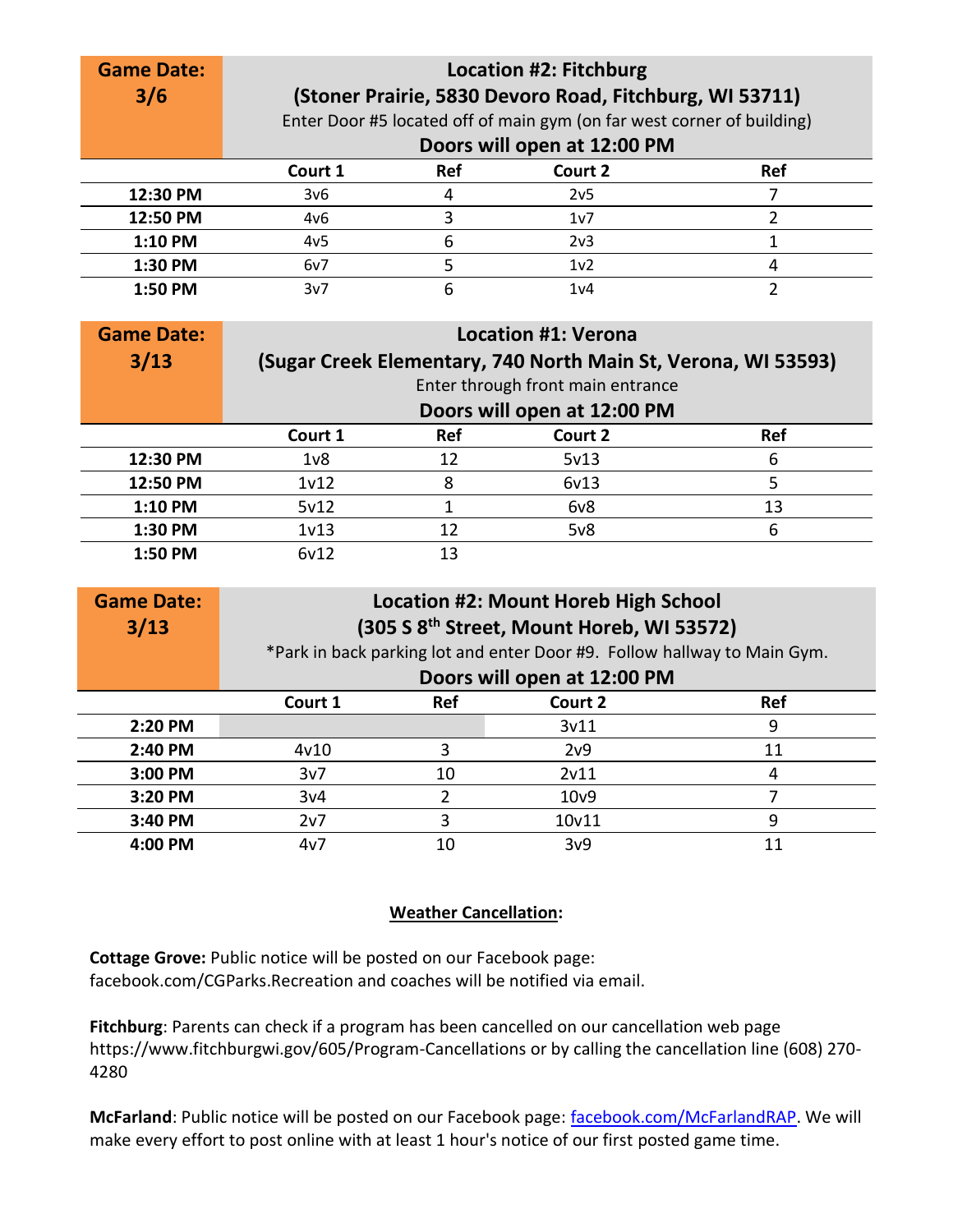| Game Date: 3/6 | Location #2: Fitchburg (Stoner Prairie, 5830 Devoro Road, Fitchburg, WI 53711) Enter Door #5 located off of main gym (on far west corner of building) **Doors will open at 12:00 PM** | | | |
|---|---|---|---|---|
| | **Court 1** | **Ref** | **Court 2** | **Ref** |
| **12:30 PM** | 3v6 | 4 | 2v5 | 7 |
| **12:50 PM** | 4v6 | 3 | 1v7 | 2 |
| **1:10 PM** | 4v5 | 6 | 2v3 | 1 |
| **1:30 PM** | 6v7 | 5 | 1v2 | 4 |
| **1:50 PM** | 3v7 | 6 | 1v4 | 2 |

| Game Date: 3/13 | Location #1: Verona (Sugar Creek Elementary, 740 North Main St, Verona, WI 53593) Enter through front main entrance **Doors will open at 12:00 PM** | | | |
|---|---|---|---|---|
| | **Court 1** | **Ref** | **Court 2** | **Ref** |
| **12:30 PM** | 1v8 | 12 | 5v13 | 6 |
| **12:50 PM** | 1v12 | 8 | 6v13 | 5 |
| **1:10 PM** | 5v12 | 1 | 6v8 | 13 |
| **1:30 PM** | 1v13 | 12 | 5v8 | 6 |
| **1:50 PM** | 6v12 | 13 | | |

| Game Date: 3/13 | Location #2: Mount Horeb High School (305 S 8th Street, Mount Horeb, WI 53572) *Park in back parking lot and enter Door #9. Follow hallway to Main Gym. **Doors will open at 12:00 PM** | | | |
|---|---|---|---|---|
| | **Court 1** | **Ref** | **Court 2** | **Ref** |
| **2:20 PM** | | | 3v11 | 9 |
| **2:40 PM** | 4v10 | 3 | 2v9 | 11 |
| **3:00 PM** | 3v7 | 10 | 2v11 | 4 |
| **3:20 PM** | 3v4 | 2 | 10v9 | 7 |
| **3:40 PM** | 2v7 | 3 | 10v11 | 9 |
| **4:00 PM** | 4v7 | 10 | 3v9 | 11 |

**Weather Cancellation:**

**Cottage Grove:** Public notice will be posted on our Facebook page: facebook.com/CGParks.Recreation and coaches will be notified via email.

**Fitchburg**: Parents can check if a program has been cancelled on our cancellation web page https://www.fitchburgwi.gov/605/Program-Cancellations or by calling the cancellation line (608) 270-4280

**McFarland**: Public notice will be posted on our Facebook page: facebook.com/McFarlandRAP. We will make every effort to post online with at least 1 hour's notice of our first posted game time.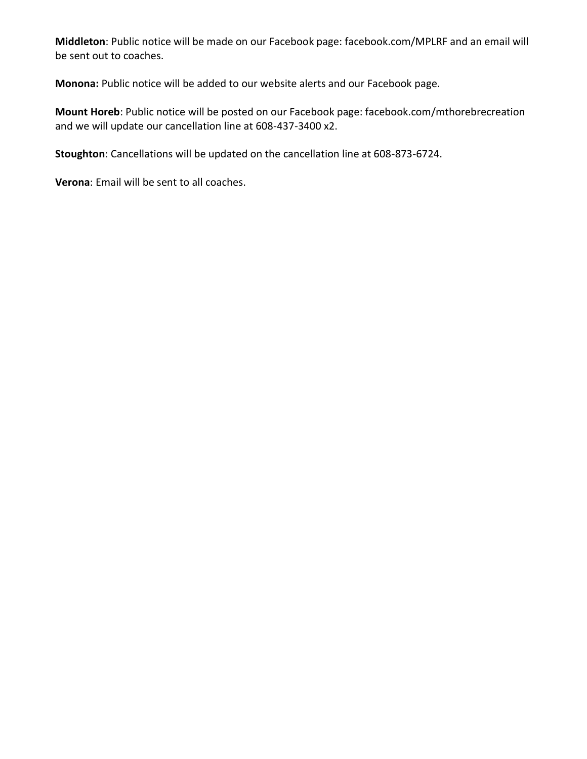**Middleton**: Public notice will be made on our Facebook page: facebook.com/MPLRF and an email will be sent out to coaches.

**Monona:** Public notice will be added to our website alerts and our Facebook page.

**Mount Horeb**: Public notice will be posted on our Facebook page: facebook.com/mthorebrecreation and we will update our cancellation line at 608-437-3400 x2.

**Stoughton**: Cancellations will be updated on the cancellation line at 608-873-6724.

**Verona**: Email will be sent to all coaches.